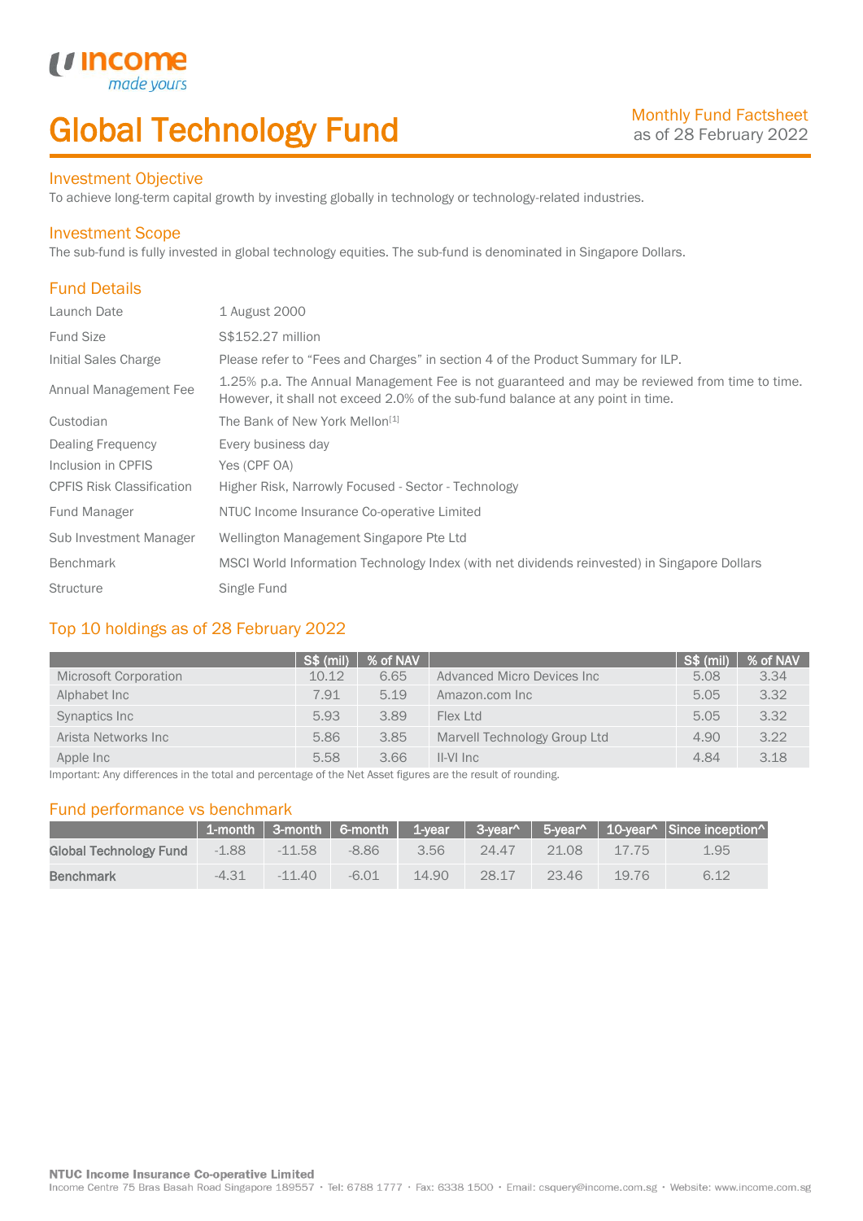# Global Technology Fund

Monthly Fund Factsheet
as of 28 February 2022

## Investment Objective

To achieve long-term capital growth by investing globally in technology or technology-related industries.

## Investment Scope

The sub-fund is fully invested in global technology equities. The sub-fund is denominated in Singapore Dollars.

## Fund Details

| | |
|---|---|
| Launch Date | 1 August 2000 |
| Fund Size | S$152.27 million |
| Initial Sales Charge | Please refer to "Fees and Charges" in section 4 of the Product Summary for ILP. |
| Annual Management Fee | 1.25% p.a. The Annual Management Fee is not guaranteed and may be reviewed from time to time. However, it shall not exceed 2.0% of the sub-fund balance at any point in time. |
| Custodian | The Bank of New York Mellon[1] |
| Dealing Frequency | Every business day |
| Inclusion in CPFIS | Yes (CPF OA) |
| CPFIS Risk Classification | Higher Risk, Narrowly Focused - Sector - Technology |
| Fund Manager | NTUC Income Insurance Co-operative Limited |
| Sub Investment Manager | Wellington Management Singapore Pte Ltd |
| Benchmark | MSCI World Information Technology Index (with net dividends reinvested) in Singapore Dollars |
| Structure | Single Fund |

## Top 10 holdings as of 28 February 2022

| | S$ (mil) | % of NAV | | S$ (mil) | % of NAV |
|---|---|---|---|---|---|
| Microsoft Corporation | 10.12 | 6.65 | Advanced Micro Devices Inc | 5.08 | 3.34 |
| Alphabet Inc | 7.91 | 5.19 | Amazon.com Inc | 5.05 | 3.32 |
| Synaptics Inc | 5.93 | 3.89 | Flex Ltd | 5.05 | 3.32 |
| Arista Networks Inc | 5.86 | 3.85 | Marvell Technology Group Ltd | 4.90 | 3.22 |
| Apple Inc | 5.58 | 3.66 | II-VI Inc | 4.84 | 3.18 |

Important: Any differences in the total and percentage of the Net Asset figures are the result of rounding.

## Fund performance vs benchmark

| | 1-month | 3-month | 6-month | 1-year | 3-year^ | 5-year^ | 10-year^ | Since inception^ |
|---|---|---|---|---|---|---|---|---|
| **Global Technology Fund** | -1.88 | -11.58 | -8.86 | 3.56 | 24.47 | 21.08 | 17.75 | 1.95 |
| **Benchmark** | -4.31 | -11.40 | -6.01 | 14.90 | 28.17 | 23.46 | 19.76 | 6.12 |

**NTUC Income Insurance Co-operative Limited**
Income Centre 75 Bras Basah Road Singapore 189557 • Tel: 6788 1777 • Fax: 6338 1500 • Email: csquery@income.com.sg • Website: www.income.com.sg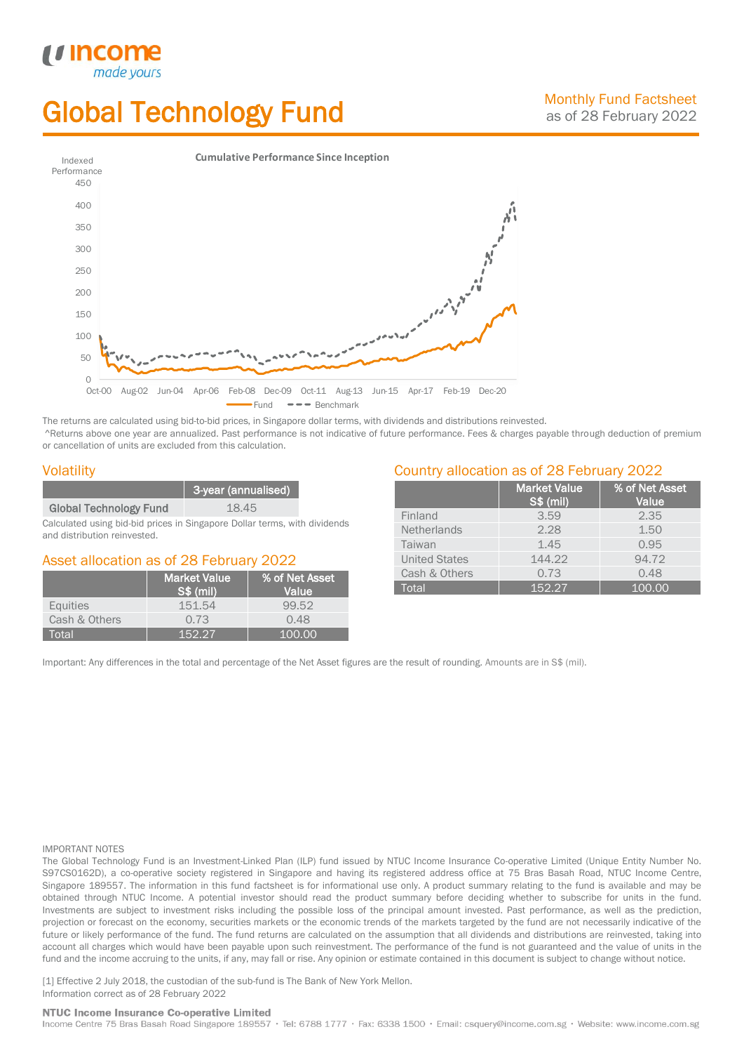# Global Technology Fund

Monthly Fund Factsheet
as of 28 February 2022

Cumulative Performance Since Inception

Indexed Performance

450
400
350
300
250
200
150
100
50
0

Oct-00 Aug-02 Jun-04 Apr-06 Feb-08 Dec-09 Oct-11 Aug-13 Jun-15 Apr-17 Feb-19 Dec-20

Fund
Benchmark

The returns are calculated using bid-to-bid prices, in Singapore dollar terms, with dividends and distributions reinvested.
^Returns above one year are annualized. Past performance is not indicative of future performance. Fees & charges payable through deduction of premium or cancellation of units are excluded from this calculation.

## Volatility

| | 3-year (annualised) |
|---|---|
| Global Technology Fund | 18.45 |

Calculated using bid-bid prices in Singapore Dollar terms, with dividends and distribution reinvested.

## Asset allocation as of 28 February 2022

| | Market Value S$ (mil) | % of Net Asset Value |
|---|---|---|
| Equities | 151.54 | 99.52 |
| Cash & Others | 0.73 | 0.48 |
| Total | 152.27 | 100.00 |

## Country allocation as of 28 February 2022

| | Market Value S$ (mil) | % of Net Asset Value |
|---|---|---|
| Finland | 3.59 | 2.35 |
| Netherlands | 2.28 | 1.50 |
| Taiwan | 1.45 | 0.95 |
| United States | 144.22 | 94.72 |
| Cash & Others | 0.73 | 0.48 |
| Total | 152.27 | 100.00 |

Important: Any differences in the total and percentage of the Net Asset figures are the result of rounding. Amounts are in S$ (mil).

IMPORTANT NOTES

The Global Technology Fund is an Investment-Linked Plan (ILP) fund issued by NTUC Income Insurance Co-operative Limited (Unique Entity Number No. S97CS0162D), a co-operative society registered in Singapore and having its registered address office at 75 Bras Basah Road, NTUC Income Centre, Singapore 189557. The information in this fund factsheet is for informational use only. A product summary relating to the fund is available and may be obtained through NTUC Income. A potential investor should read the product summary before deciding whether to subscribe for units in the fund. Investments are subject to investment risks including the possible loss of the principal amount invested. Past performance, as well as the prediction, projection or forecast on the economy, securities markets or the economic trends of the markets targeted by the fund are not necessarily indicative of the future or likely performance of the fund. The fund returns are calculated on the assumption that all dividends and distributions are reinvested, taking into account all charges which would have been payable upon such reinvestment. The performance of the fund is not guaranteed and the value of units in the fund and the income accruing to the units, if any, may fall or rise. Any opinion or estimate contained in this document is subject to change without notice.

[1] Effective 2 July 2018, the custodian of the sub-fund is The Bank of New York Mellon.
Information correct as of 28 February 2022

**NTUC Income Insurance Co-operative Limited**
Income Centre 75 Bras Basah Road Singapore 189557 • Tel: 6788 1777 • Fax: 6338 1500 • Email: csquery@income.com.sg • Website: www.income.com.sg